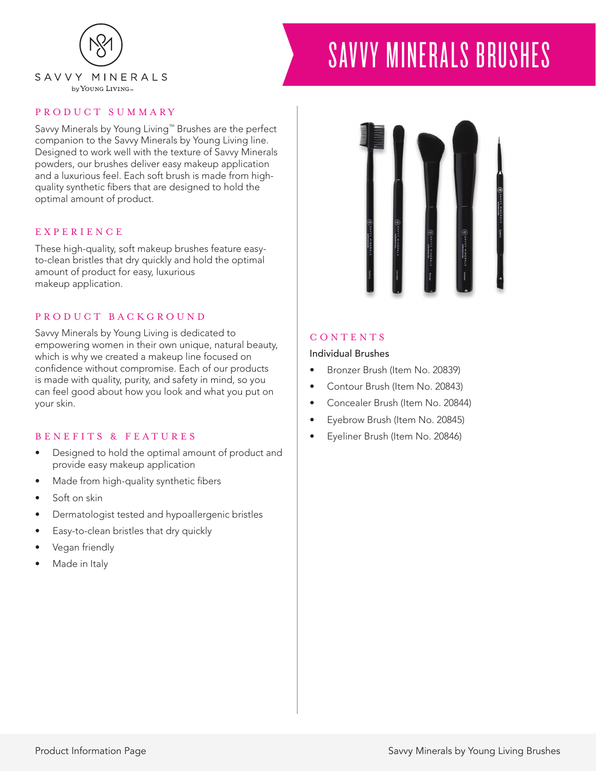SAVVY MINERALS

by Young Living

# SAVVY MINERALS BRUSHES

## PRODUCT SUMMARY

Savvy Minerals by Young Living™ Brushes are the perfect companion to the Savvy Minerals by Young Living line. Designed to work well with the texture of Savvy Minerals powders, our brushes deliver easy makeup application and a luxurious feel. Each soft brush is made from high-quality synthetic fibers that are designed to hold the optimal amount of product.

## EXPERIENCE

These high-quality, soft makeup brushes feature easy-to-clean bristles that dry quickly and hold the optimal amount of product for easy, luxurious makeup application.

## PRODUCT BACKGROUND

Savvy Minerals by Young Living is dedicated to empowering women in their own unique, natural beauty, which is why we created a makeup line focused on confidence without compromise. Each of our products is made with quality, purity, and safety in mind, so you can feel good about how you look and what you put on your skin.

## BENEFITS & FEATURES

- Designed to hold the optimal amount of product and provide easy makeup application
- Made from high-quality synthetic fibers
- Soft on skin
- Dermatologist tested and hypoallergenic bristles
- Easy-to-clean bristles that dry quickly
- Vegan friendly
- Made in Italy

## CONTENTS

Individual Brushes

- Bronzer Brush (Item No. 20839)
- Contour Brush (Item No. 20843)
- Concealer Brush (Item No. 20844)
- Eyebrow Brush (Item No. 20845)
- Eyeliner Brush (Item No. 20846)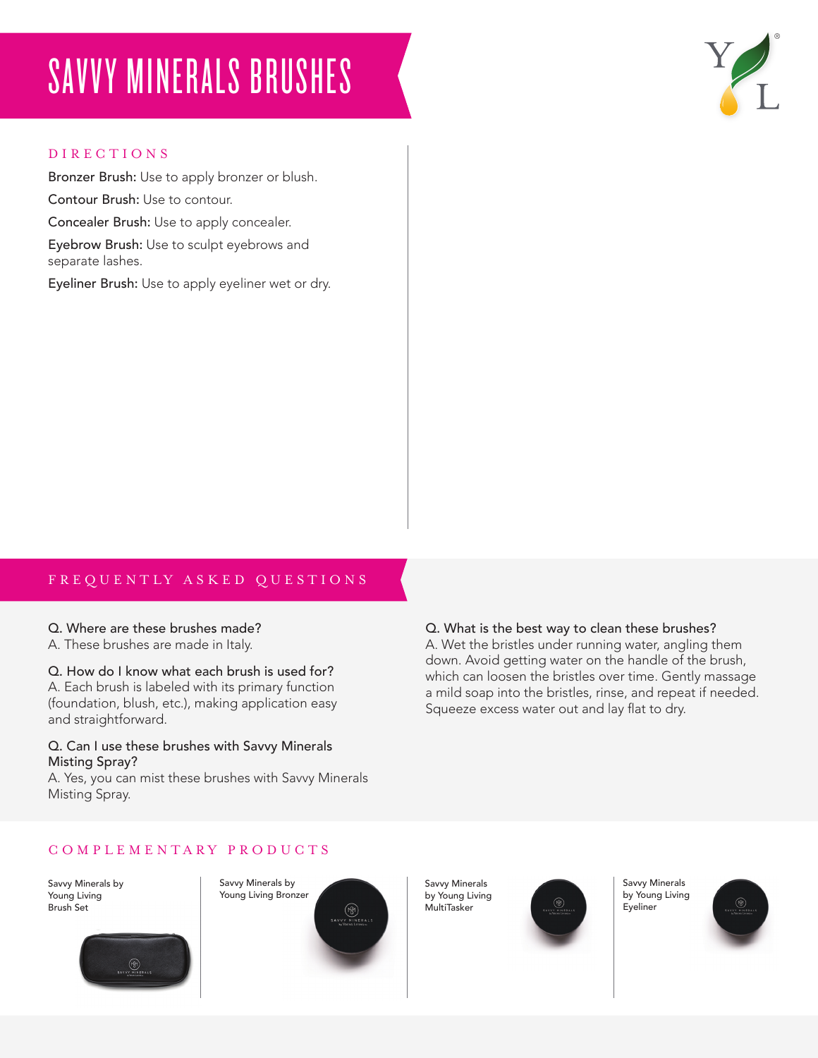# SAVVY MINERALS BRUSHES

## DIRECTIONS

**Bronzer Brush:** Use to apply bronzer or blush.

**Contour Brush:** Use to contour.

**Concealer Brush:** Use to apply concealer.

**Eyebrow Brush:** Use to sculpt eyebrows and separate lashes.

**Eyeliner Brush:** Use to apply eyeliner wet or dry.

## FREQUENTLY ASKED QUESTIONS

Q. Where are these brushes made?
A. These brushes are made in Italy.

Q. How do I know what each brush is used for?
A. Each brush is labeled with its primary function (foundation, blush, etc.), making application easy and straightforward.

Q. Can I use these brushes with Savvy Minerals Misting Spray?
A. Yes, you can mist these brushes with Savvy Minerals Misting Spray.

Q. What is the best way to clean these brushes?
A. Wet the bristles under running water, angling them down. Avoid getting water on the handle of the brush, which can loosen the bristles over time. Gently massage a mild soap into the bristles, rinse, and repeat if needed. Squeeze excess water out and lay flat to dry.

## COMPLEMENTARY PRODUCTS

Savvy Minerals by Young Living Brush Set

Savvy Minerals by Young Living Bronzer

Savvy Minerals by Young Living MultiTasker

Savvy Minerals by Young Living Eyeliner